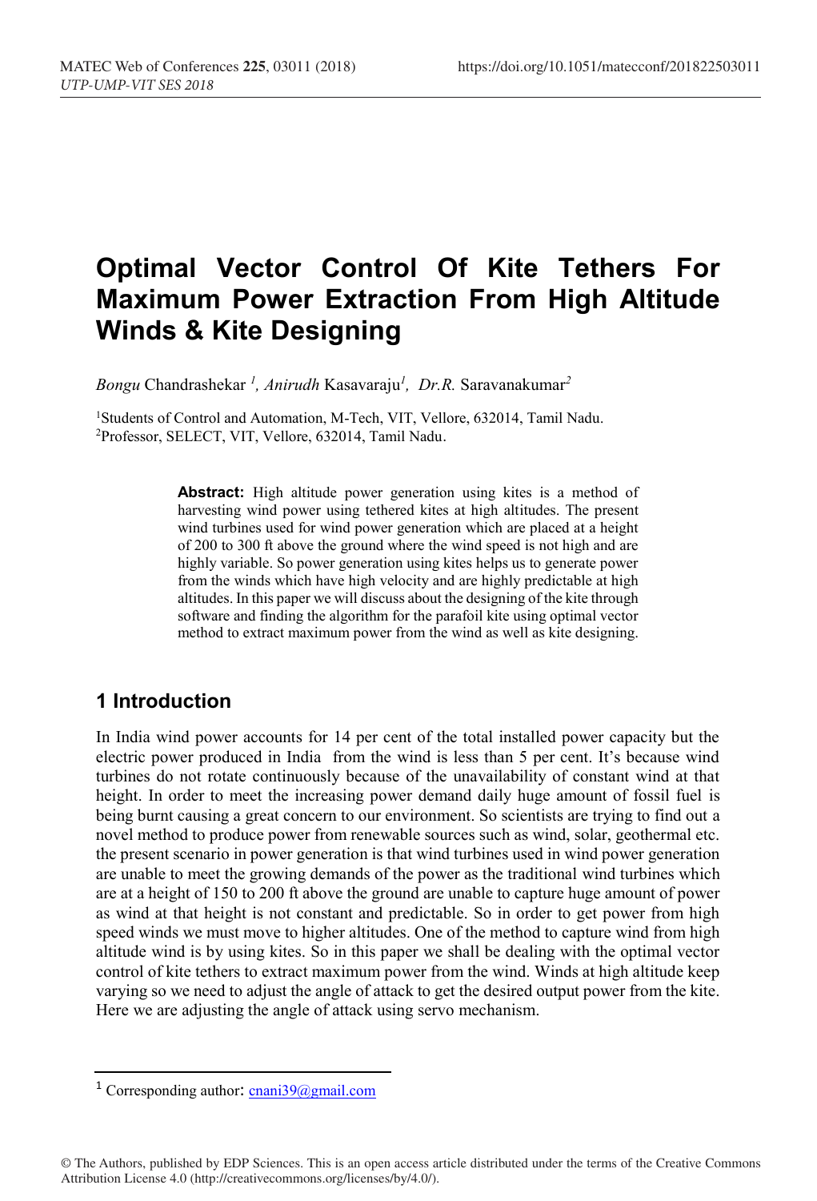# Optimal Vector Control Of Kite Tethers For Maximum Power Extraction From High Altitude Winds & Kite Designing

*Bongu* Chandrashekar [1], *Anirudh* Kasavaraju[1], *Dr.R.* Saravanakumar[2]

[1]Students of Control and Automation, M-Tech, VIT, Vellore, 632014, Tamil Nadu.
[2]Professor, SELECT, VIT, Vellore, 632014, Tamil Nadu.

**Abstract:** High altitude power generation using kites is a method of harvesting wind power using tethered kites at high altitudes. The present wind turbines used for wind power generation which are placed at a height of 200 to 300 ft above the ground where the wind speed is not high and are highly variable. So power generation using kites helps us to generate power from the winds which have high velocity and are highly predictable at high altitudes. In this paper we will discuss about the designing of the kite through software and finding the algorithm for the parafoil kite using optimal vector method to extract maximum power from the wind as well as kite designing.

## 1 Introduction

In India wind power accounts for 14 per cent of the total installed power capacity but the electric power produced in India from the wind is less than 5 per cent. It's because wind turbines do not rotate continuously because of the unavailability of constant wind at that height. In order to meet the increasing power demand daily huge amount of fossil fuel is being burnt causing a great concern to our environment. So scientists are trying to find out a novel method to produce power from renewable sources such as wind, solar, geothermal etc. the present scenario in power generation is that wind turbines used in wind power generation are unable to meet the growing demands of the power as the traditional wind turbines which are at a height of 150 to 200 ft above the ground are unable to capture huge amount of power as wind at that height is not constant and predictable. So in order to get power from high speed winds we must move to higher altitudes. One of the method to capture wind from high altitude wind is by using kites. So in this paper we shall be dealing with the optimal vector control of kite tethers to extract maximum power from the wind. Winds at high altitude keep varying so we need to adjust the angle of attack to get the desired output power from the kite. Here we are adjusting the angle of attack using servo mechanism.

[1] Corresponding author: cnani39@gmail.com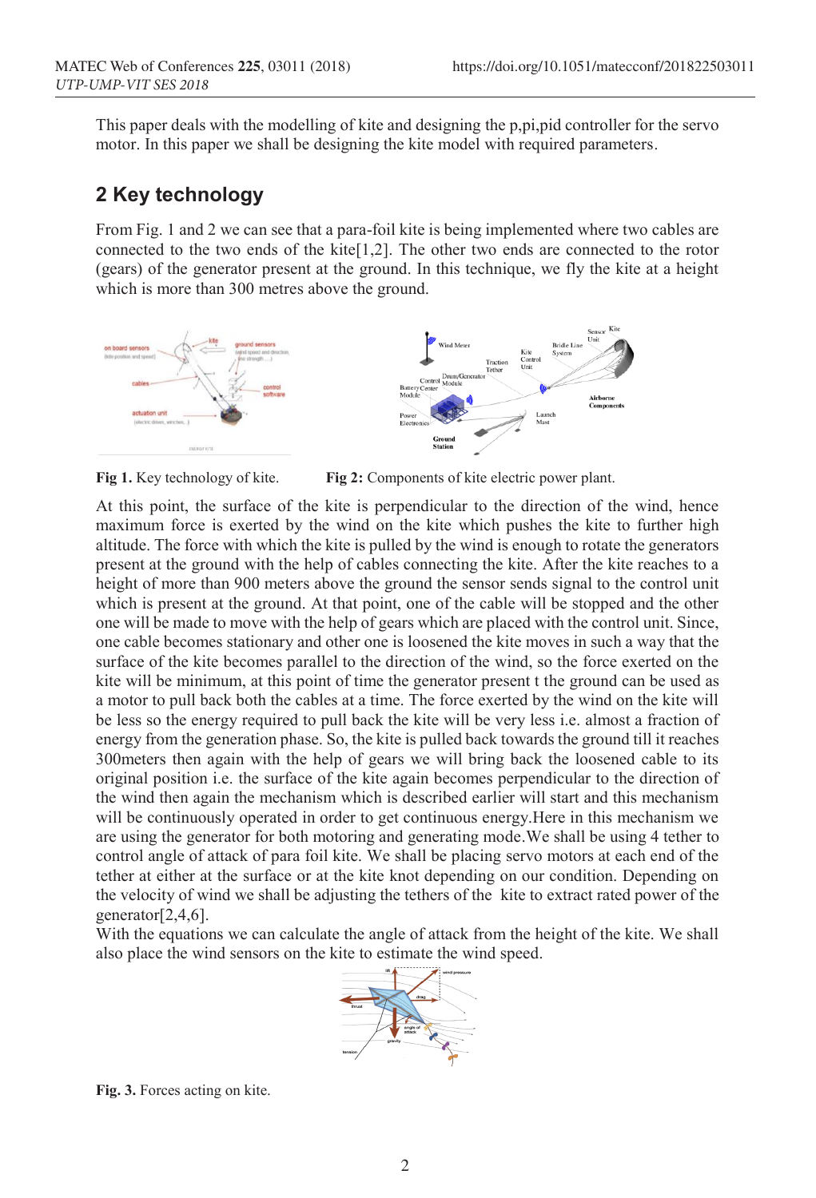This paper deals with the modelling of kite and designing the p,pi,pid controller for the servo motor. In this paper we shall be designing the kite model with required parameters.

## 2 Key technology

From Fig. 1 and 2 we can see that a para-foil kite is being implemented where two cables are connected to the two ends of the kite[1,2]. The other two ends are connected to the rotor (gears) of the generator present at the ground. In this technique, we fly the kite at a height which is more than 300 metres above the ground.

**Fig 1.** Key technology of kite.

**Fig 2:** Components of kite electric power plant.

At this point, the surface of the kite is perpendicular to the direction of the wind, hence maximum force is exerted by the wind on the kite which pushes the kite to further high altitude. The force with which the kite is pulled by the wind is enough to rotate the generators present at the ground with the help of cables connecting the kite. After the kite reaches to a height of more than 900 meters above the ground the sensor sends signal to the control unit which is present at the ground. At that point, one of the cable will be stopped and the other one will be made to move with the help of gears which are placed with the control unit. Since, one cable becomes stationary and other one is loosened the kite moves in such a way that the surface of the kite becomes parallel to the direction of the wind, so the force exerted on the kite will be minimum, at this point of time the generator present t the ground can be used as a motor to pull back both the cables at a time. The force exerted by the wind on the kite will be less so the energy required to pull back the kite will be very less i.e. almost a fraction of energy from the generation phase. So, the kite is pulled back towards the ground till it reaches 300meters then again with the help of gears we will bring back the loosened cable to its original position i.e. the surface of the kite again becomes perpendicular to the direction of the wind then again the mechanism which is described earlier will start and this mechanism will be continuously operated in order to get continuous energy.Here in this mechanism we are using the generator for both motoring and generating mode.We shall be using 4 tether to control angle of attack of para foil kite. We shall be placing servo motors at each end of the tether at either at the surface or at the kite knot depending on our condition. Depending on the velocity of wind we shall be adjusting the tethers of the kite to extract rated power of the generator[2,4,6].

With the equations we can calculate the angle of attack from the height of the kite. We shall also place the wind sensors on the kite to estimate the wind speed.

**Fig. 3.** Forces acting on kite.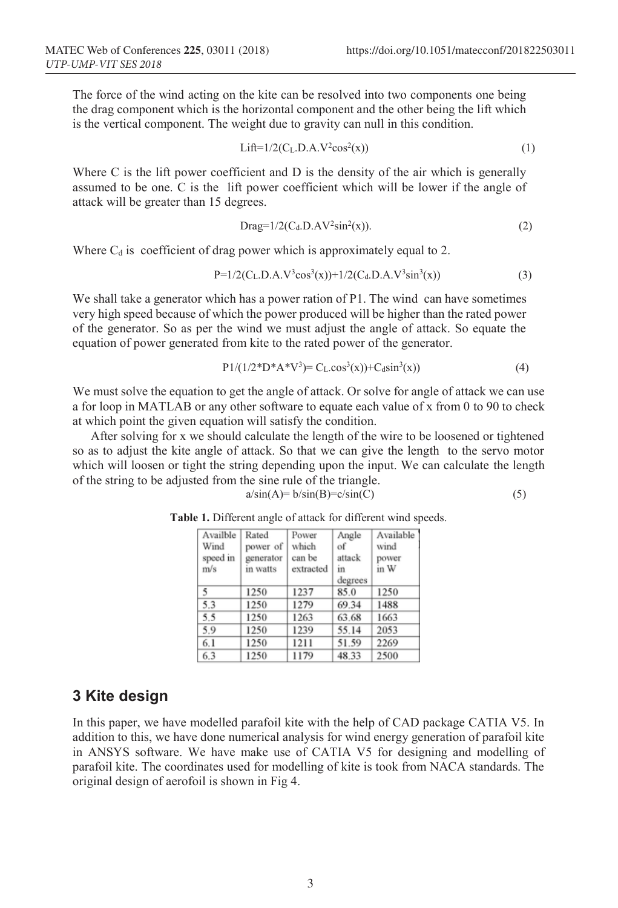The force of the wind acting on the kite can be resolved into two components one being the drag component which is the horizontal component and the other being the lift which is the vertical component. The weight due to gravity can null in this condition.

$$\text{Lift}=1/2(C_L.D.A.V^2\cos^2(x)) \tag{1}$$

Where C is the lift power coefficient and D is the density of the air which is generally assumed to be one. C is the lift power coefficient which will be lower if the angle of attack will be greater than 15 degrees.

$$\text{Drag}=1/2(C_d.D.AV^2\sin^2(x)). \tag{2}$$

Where $C_d$ is coefficient of drag power which is approximately equal to 2.

$$P=1/2(C_L.D.A.V^3\cos^3(x))+1/2(C_d.D.A.V^3\sin^3(x)) \tag{3}$$

We shall take a generator which has a power ration of P1. The wind can have sometimes very high speed because of which the power produced will be higher than the rated power of the generator. So as per the wind we must adjust the angle of attack. So equate the equation of power generated from kite to the rated power of the generator.

$$P1/(1/2*D*A*V^3)= C_L.\cos^3(x))+C_d\sin^3(x)) \tag{4}$$

We must solve the equation to get the angle of attack. Or solve for angle of attack we can use a for loop in MATLAB or any other software to equate each value of x from 0 to 90 to check at which point the given equation will satisfy the condition.

After solving for x we should calculate the length of the wire to be loosened or tightened so as to adjust the kite angle of attack. So that we can give the length to the servo motor which will loosen or tight the string depending upon the input. We can calculate the length of the string to be adjusted from the sine rule of the triangle.

$$a/\sin(A)= b/\sin(B)=c/\sin(C) \tag{5}$$

**Table 1.** Different angle of attack for different wind speeds.

| Availble Wind speed in m/s | Rated power of generator in watts | Power which can be extracted | Angle of attack in degrees | Available wind power in W |
|---|---|---|---|---|
| 5 | 1250 | 1237 | 85.0 | 1250 |
| 5.3 | 1250 | 1279 | 69.34 | 1488 |
| 5.5 | 1250 | 1263 | 63.68 | 1663 |
| 5.9 | 1250 | 1239 | 55.14 | 2053 |
| 6.1 | 1250 | 1211 | 51.59 | 2269 |
| 6.3 | 1250 | 1179 | 48.33 | 2500 |

## 3 Kite design

In this paper, we have modelled parafoil kite with the help of CAD package CATIA V5. In addition to this, we have done numerical analysis for wind energy generation of parafoil kite in ANSYS software. We have make use of CATIA V5 for designing and modelling of parafoil kite. The coordinates used for modelling of kite is took from NACA standards. The original design of aerofoil is shown in Fig 4.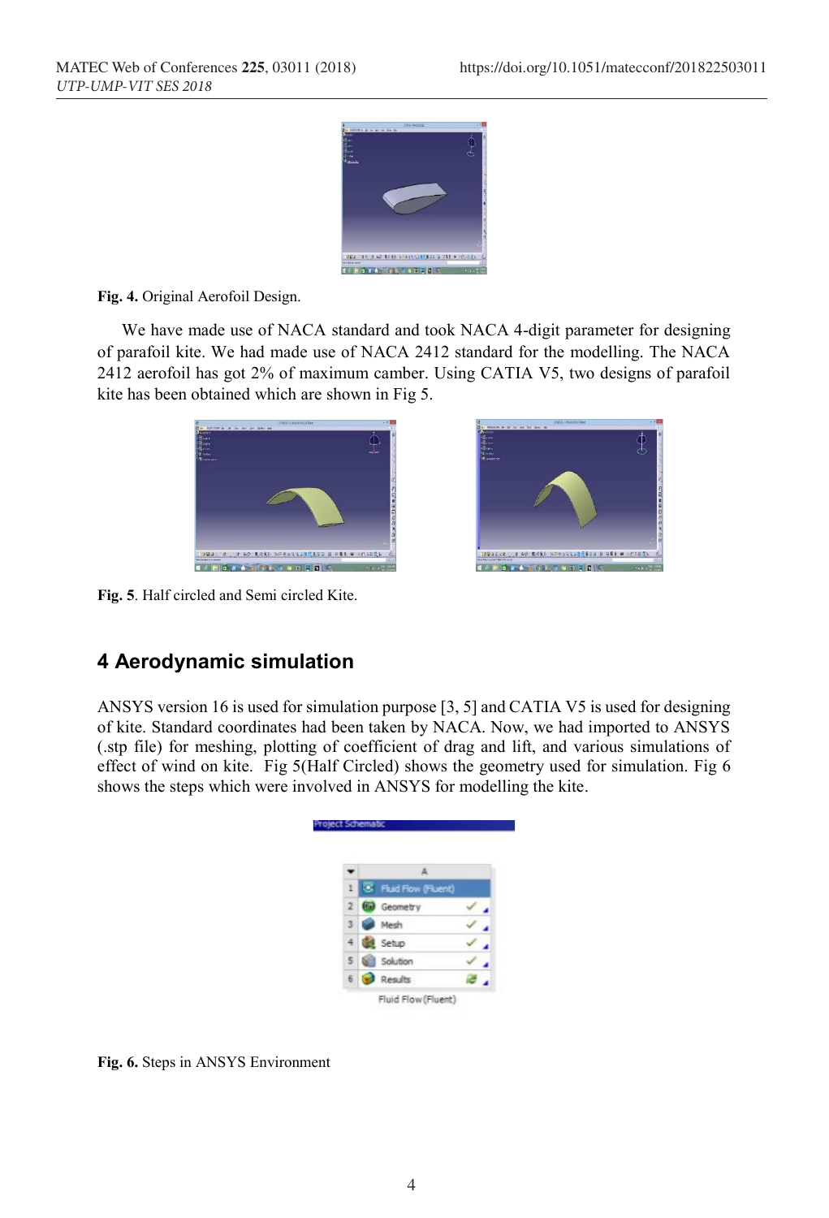Fig. 4. Original Aerofoil Design.

We have made use of NACA standard and took NACA 4-digit parameter for designing of parafoil kite. We had made use of NACA 2412 standard for the modelling. The NACA 2412 aerofoil has got 2% of maximum camber. Using CATIA V5, two designs of parafoil kite has been obtained which are shown in Fig 5.

Fig. 5. Half circled and Semi circled Kite.

## 4 Aerodynamic simulation

ANSYS version 16 is used for simulation purpose [3, 5] and CATIA V5 is used for designing of kite. Standard coordinates had been taken by NACA. Now, we had imported to ANSYS (.stp file) for meshing, plotting of coefficient of drag and lift, and various simulations of effect of wind on kite. Fig 5(Half Circled) shows the geometry used for simulation. Fig 6 shows the steps which were involved in ANSYS for modelling the kite.

Fig. 6. Steps in ANSYS Environment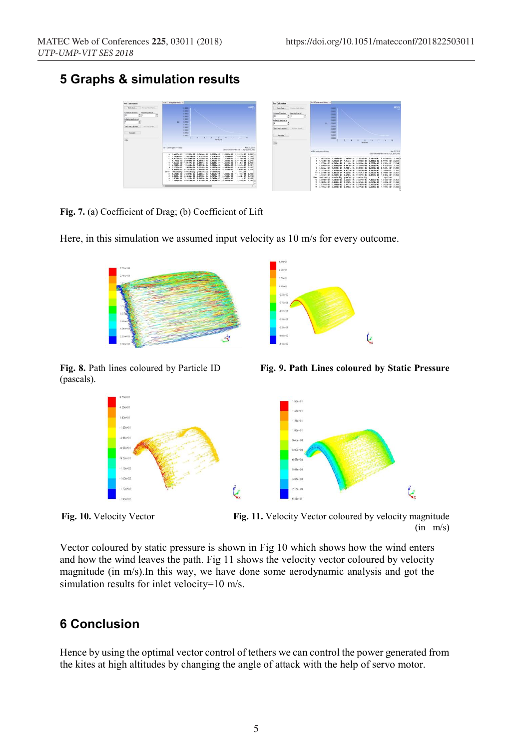## 5 Graphs & simulation results

**Fig. 7.** (a) Coefficient of Drag; (b) Coefficient of Lift

Here, in this simulation we assumed input velocity as 10 m/s for every outcome.

**Fig. 8.** Path lines coloured by Particle ID (pascals).

**Fig. 9. Path Lines coloured by Static Pressure**

**Fig. 10.** Velocity Vector

**Fig. 11.** Velocity Vector coloured by velocity magnitude (in m/s)

Vector coloured by static pressure is shown in Fig 10 which shows how the wind enters and how the wind leaves the path. Fig 11 shows the velocity vector coloured by velocity magnitude (in m/s).In this way, we have done some aerodynamic analysis and got the simulation results for inlet velocity=10 m/s.

## 6 Conclusion

Hence by using the optimal vector control of tethers we can control the power generated from the kites at high altitudes by changing the angle of attack with the help of servo motor.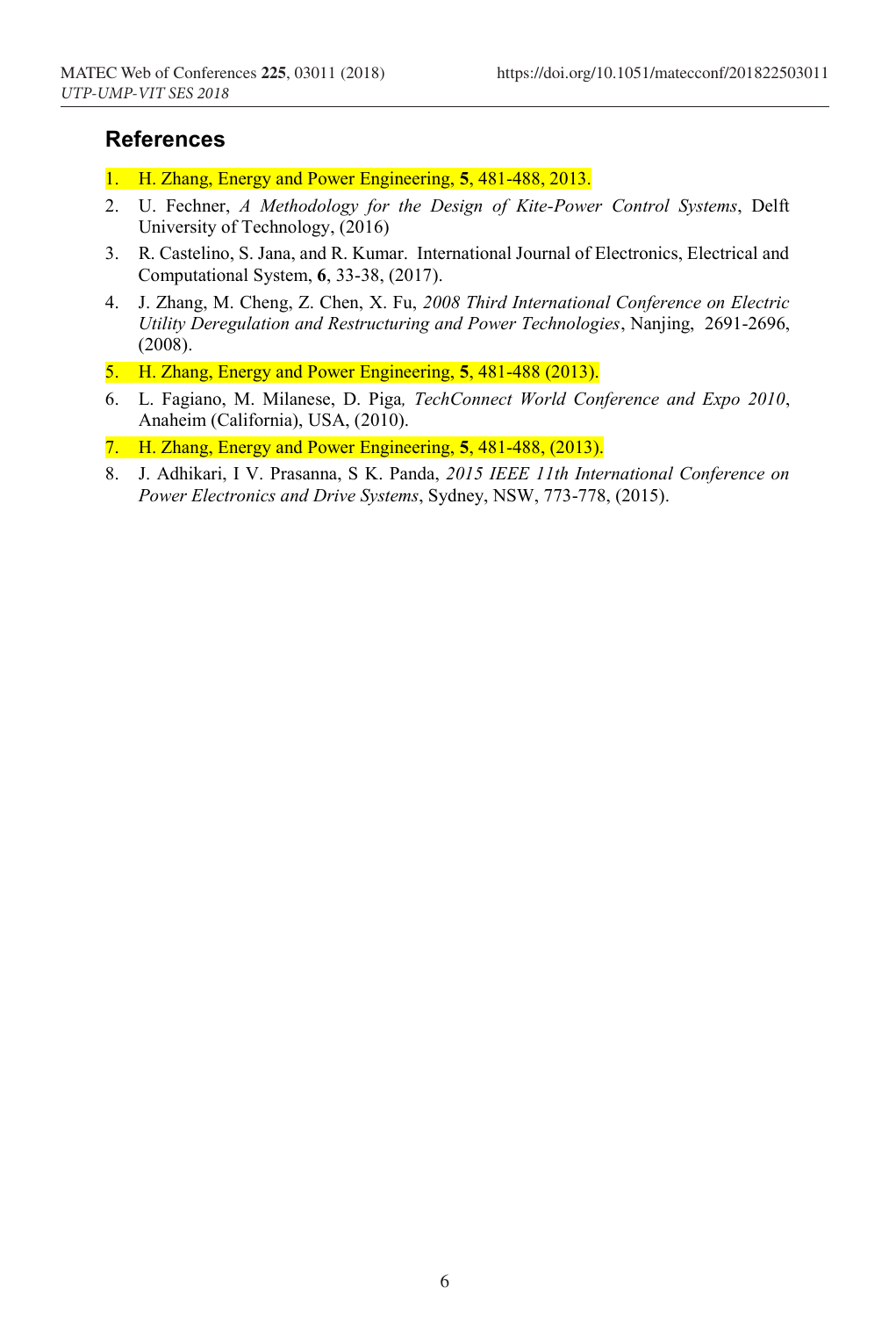## References

1. H. Zhang, Energy and Power Engineering, **5**, 481-488, 2013.
2. U. Fechner, *A Methodology for the Design of Kite-Power Control Systems*, Delft University of Technology, (2016)
3. R. Castelino, S. Jana, and R. Kumar. International Journal of Electronics, Electrical and Computational System, **6**, 33-38, (2017).
4. J. Zhang, M. Cheng, Z. Chen, X. Fu, *2008 Third International Conference on Electric Utility Deregulation and Restructuring and Power Technologies*, Nanjing, 2691-2696, (2008).
5. H. Zhang, Energy and Power Engineering, **5**, 481-488 (2013).
6. L. Fagiano, M. Milanese, D. Piga, *TechConnect World Conference and Expo 2010*, Anaheim (California), USA, (2010).
7. H. Zhang, Energy and Power Engineering, **5**, 481-488, (2013).
8. J. Adhikari, I V. Prasanna, S K. Panda, *2015 IEEE 11th International Conference on Power Electronics and Drive Systems*, Sydney, NSW, 773-778, (2015).